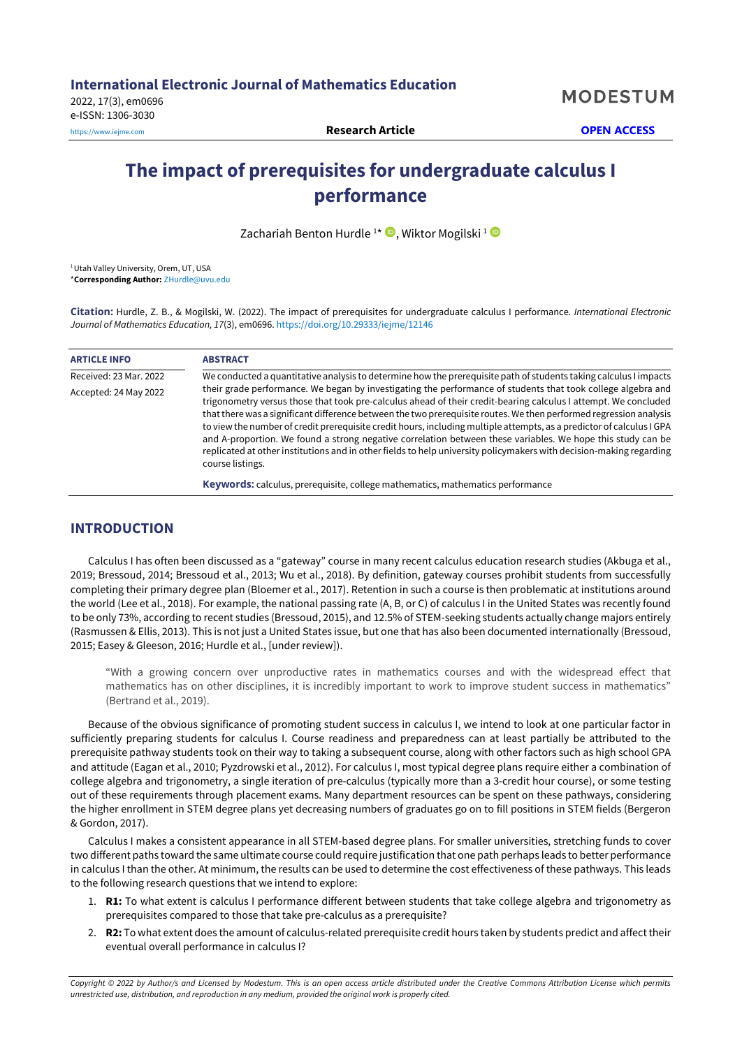International Electronic Journal of Mathematics Education
2022, 17(3), em0696
e-ISSN: 1306-3030
https://www.iejme.com

MODESTUM

Research Article

OPEN ACCESS

# The impact of prerequisites for undergraduate calculus I performance

Zachariah Benton Hurdle [1*], Wiktor Mogilski [1]

[1] Utah Valley University, Orem, UT, USA

*Corresponding Author: ZHurdle@uvu.edu

**Citation:** Hurdle, Z. B., & Mogilski, W. (2022). The impact of prerequisites for undergraduate calculus I performance. *International Electronic Journal of Mathematics Education, 17*(3), em0696. https://doi.org/10.29333/iejme/12146

| ARTICLE INFO | ABSTRACT |
|---|---|
| Received: 23 Mar. 2022<br>Accepted: 24 May 2022 | We conducted a quantitative analysis to determine how the prerequisite path of students taking calculus I impacts their grade performance. We began by investigating the performance of students that took college algebra and trigonometry versus those that took pre-calculus ahead of their credit-bearing calculus I attempt. We concluded that there was a significant difference between the two prerequisite routes. We then performed regression analysis to view the number of credit prerequisite credit hours, including multiple attempts, as a predictor of calculus I GPA and A-proportion. We found a strong negative correlation between these variables. We hope this study can be replicated at other institutions and in other fields to help university policymakers with decision-making regarding course listings. |

**Keywords:** calculus, prerequisite, college mathematics, mathematics performance

## INTRODUCTION

Calculus I has often been discussed as a "gateway" course in many recent calculus education research studies (Akbuga et al., 2019; Bressoud, 2014; Bressoud et al., 2013; Wu et al., 2018). By definition, gateway courses prohibit students from successfully completing their primary degree plan (Bloemer et al., 2017). Retention in such a course is then problematic at institutions around the world (Lee et al., 2018). For example, the national passing rate (A, B, or C) of calculus I in the United States was recently found to be only 73%, according to recent studies (Bressoud, 2015), and 12.5% of STEM-seeking students actually change majors entirely (Rasmussen & Ellis, 2013). This is not just a United States issue, but one that has also been documented internationally (Bressoud, 2015; Easey & Gleeson, 2016; Hurdle et al., [under review]).

> "With a growing concern over unproductive rates in mathematics courses and with the widespread effect that mathematics has on other disciplines, it is incredibly important to work to improve student success in mathematics" (Bertrand et al., 2019).

Because of the obvious significance of promoting student success in calculus I, we intend to look at one particular factor in sufficiently preparing students for calculus I. Course readiness and preparedness can at least partially be attributed to the prerequisite pathway students took on their way to taking a subsequent course, along with other factors such as high school GPA and attitude (Eagan et al., 2010; Pyzdrowski et al., 2012). For calculus I, most typical degree plans require either a combination of college algebra and trigonometry, a single iteration of pre-calculus (typically more than a 3-credit hour course), or some testing out of these requirements through placement exams. Many department resources can be spent on these pathways, considering the higher enrollment in STEM degree plans yet decreasing numbers of graduates go on to fill positions in STEM fields (Bergeron & Gordon, 2017).

Calculus I makes a consistent appearance in all STEM-based degree plans. For smaller universities, stretching funds to cover two different paths toward the same ultimate course could require justification that one path perhaps leads to better performance in calculus I than the other. At minimum, the results can be used to determine the cost effectiveness of these pathways. This leads to the following research questions that we intend to explore:

1. **R1:** To what extent is calculus I performance different between students that take college algebra and trigonometry as prerequisites compared to those that take pre-calculus as a prerequisite?
2. **R2:** To what extent does the amount of calculus-related prerequisite credit hours taken by students predict and affect their eventual overall performance in calculus I?

*Copyright © 2022 by Author/s and Licensed by Modestum. This is an open access article distributed under the Creative Commons Attribution License which permits unrestricted use, distribution, and reproduction in any medium, provided the original work is properly cited.*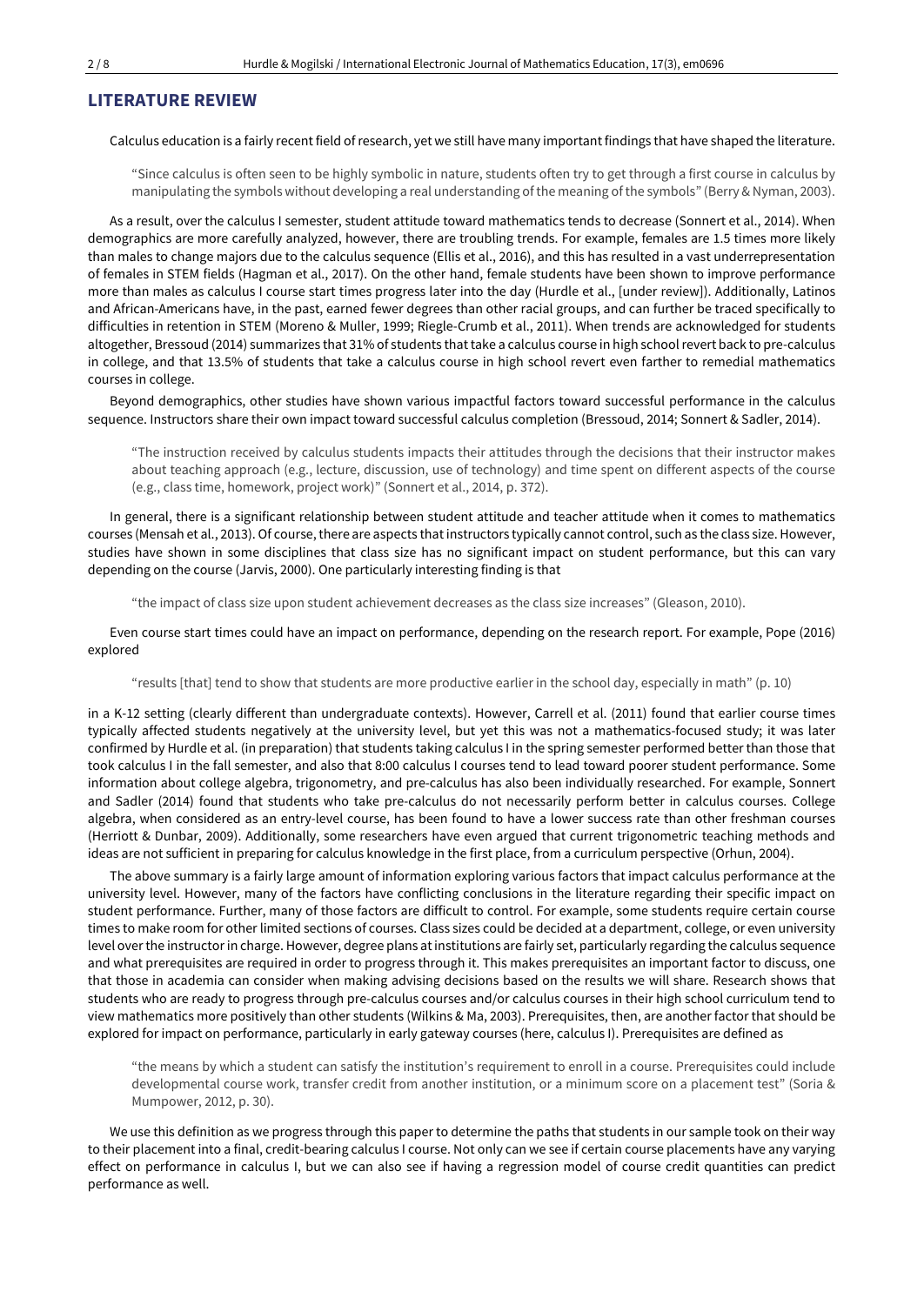## LITERATURE REVIEW

Calculus education is a fairly recent field of research, yet we still have many important findings that have shaped the literature.

> "Since calculus is often seen to be highly symbolic in nature, students often try to get through a first course in calculus by manipulating the symbols without developing a real understanding of the meaning of the symbols" (Berry & Nyman, 2003).

As a result, over the calculus I semester, student attitude toward mathematics tends to decrease (Sonnert et al., 2014). When demographics are more carefully analyzed, however, there are troubling trends. For example, females are 1.5 times more likely than males to change majors due to the calculus sequence (Ellis et al., 2016), and this has resulted in a vast underrepresentation of females in STEM fields (Hagman et al., 2017). On the other hand, female students have been shown to improve performance more than males as calculus I course start times progress later into the day (Hurdle et al., [under review]). Additionally, Latinos and African-Americans have, in the past, earned fewer degrees than other racial groups, and can further be traced specifically to difficulties in retention in STEM (Moreno & Muller, 1999; Riegle-Crumb et al., 2011). When trends are acknowledged for students altogether, Bressoud (2014) summarizes that 31% of students that take a calculus course in high school revert back to pre-calculus in college, and that 13.5% of students that take a calculus course in high school revert even farther to remedial mathematics courses in college.

Beyond demographics, other studies have shown various impactful factors toward successful performance in the calculus sequence. Instructors share their own impact toward successful calculus completion (Bressoud, 2014; Sonnert & Sadler, 2014).

> "The instruction received by calculus students impacts their attitudes through the decisions that their instructor makes about teaching approach (e.g., lecture, discussion, use of technology) and time spent on different aspects of the course (e.g., class time, homework, project work)" (Sonnert et al., 2014, p. 372).

In general, there is a significant relationship between student attitude and teacher attitude when it comes to mathematics courses (Mensah et al., 2013). Of course, there are aspects that instructors typically cannot control, such as the class size. However, studies have shown in some disciplines that class size has no significant impact on student performance, but this can vary depending on the course (Jarvis, 2000). One particularly interesting finding is that

> "the impact of class size upon student achievement decreases as the class size increases" (Gleason, 2010).

Even course start times could have an impact on performance, depending on the research report. For example, Pope (2016) explored

> "results [that] tend to show that students are more productive earlier in the school day, especially in math" (p. 10)

in a K-12 setting (clearly different than undergraduate contexts). However, Carrell et al. (2011) found that earlier course times typically affected students negatively at the university level, but yet this was not a mathematics-focused study; it was later confirmed by Hurdle et al. (in preparation) that students taking calculus I in the spring semester performed better than those that took calculus I in the fall semester, and also that 8:00 calculus I courses tend to lead toward poorer student performance. Some information about college algebra, trigonometry, and pre-calculus has also been individually researched. For example, Sonnert and Sadler (2014) found that students who take pre-calculus do not necessarily perform better in calculus courses. College algebra, when considered as an entry-level course, has been found to have a lower success rate than other freshman courses (Herriott & Dunbar, 2009). Additionally, some researchers have even argued that current trigonometric teaching methods and ideas are not sufficient in preparing for calculus knowledge in the first place, from a curriculum perspective (Orhun, 2004).

The above summary is a fairly large amount of information exploring various factors that impact calculus performance at the university level. However, many of the factors have conflicting conclusions in the literature regarding their specific impact on student performance. Further, many of those factors are difficult to control. For example, some students require certain course times to make room for other limited sections of courses. Class sizes could be decided at a department, college, or even university level over the instructor in charge. However, degree plans at institutions are fairly set, particularly regarding the calculus sequence and what prerequisites are required in order to progress through it. This makes prerequisites an important factor to discuss, one that those in academia can consider when making advising decisions based on the results we will share. Research shows that students who are ready to progress through pre-calculus courses and/or calculus courses in their high school curriculum tend to view mathematics more positively than other students (Wilkins & Ma, 2003). Prerequisites, then, are another factor that should be explored for impact on performance, particularly in early gateway courses (here, calculus I). Prerequisites are defined as

> "the means by which a student can satisfy the institution's requirement to enroll in a course. Prerequisites could include developmental course work, transfer credit from another institution, or a minimum score on a placement test" (Soria & Mumpower, 2012, p. 30).

We use this definition as we progress through this paper to determine the paths that students in our sample took on their way to their placement into a final, credit-bearing calculus I course. Not only can we see if certain course placements have any varying effect on performance in calculus I, but we can also see if having a regression model of course credit quantities can predict performance as well.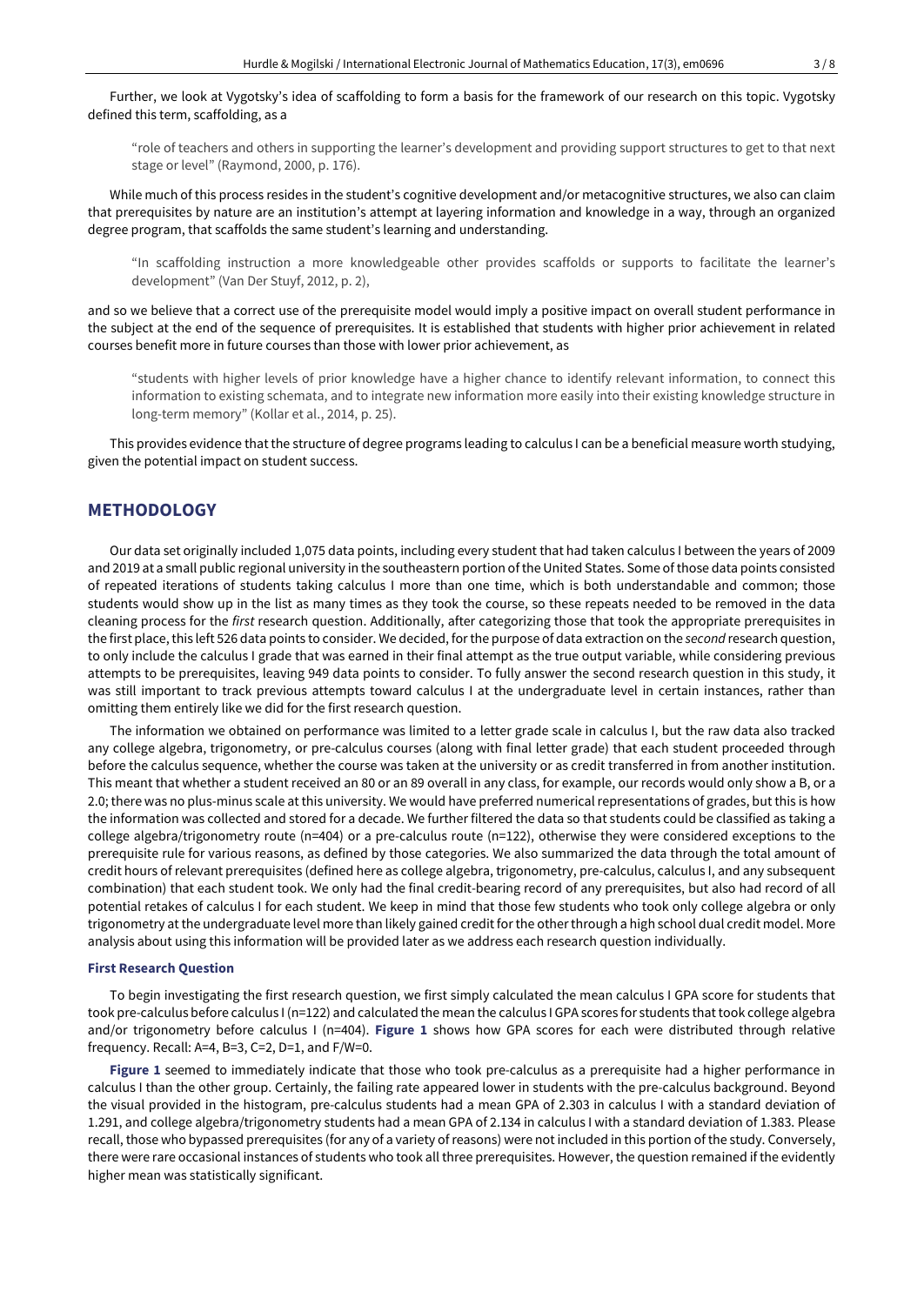Further, we look at Vygotsky's idea of scaffolding to form a basis for the framework of our research on this topic. Vygotsky defined this term, scaffolding, as a

> "role of teachers and others in supporting the learner's development and providing support structures to get to that next stage or level" (Raymond, 2000, p. 176).

While much of this process resides in the student's cognitive development and/or metacognitive structures, we also can claim that prerequisites by nature are an institution's attempt at layering information and knowledge in a way, through an organized degree program, that scaffolds the same student's learning and understanding.

> "In scaffolding instruction a more knowledgeable other provides scaffolds or supports to facilitate the learner's development" (Van Der Stuyf, 2012, p. 2),

and so we believe that a correct use of the prerequisite model would imply a positive impact on overall student performance in the subject at the end of the sequence of prerequisites. It is established that students with higher prior achievement in related courses benefit more in future courses than those with lower prior achievement, as

> "students with higher levels of prior knowledge have a higher chance to identify relevant information, to connect this information to existing schemata, and to integrate new information more easily into their existing knowledge structure in long-term memory" (Kollar et al., 2014, p. 25).

This provides evidence that the structure of degree programs leading to calculus I can be a beneficial measure worth studying, given the potential impact on student success.

## METHODOLOGY

Our data set originally included 1,075 data points, including every student that had taken calculus I between the years of 2009 and 2019 at a small public regional university in the southeastern portion of the United States. Some of those data points consisted of repeated iterations of students taking calculus I more than one time, which is both understandable and common; those students would show up in the list as many times as they took the course, so these repeats needed to be removed in the data cleaning process for the *first* research question. Additionally, after categorizing those that took the appropriate prerequisites in the first place, this left 526 data points to consider. We decided, for the purpose of data extraction on the *second* research question, to only include the calculus I grade that was earned in their final attempt as the true output variable, while considering previous attempts to be prerequisites, leaving 949 data points to consider. To fully answer the second research question in this study, it was still important to track previous attempts toward calculus I at the undergraduate level in certain instances, rather than omitting them entirely like we did for the first research question.

The information we obtained on performance was limited to a letter grade scale in calculus I, but the raw data also tracked any college algebra, trigonometry, or pre-calculus courses (along with final letter grade) that each student proceeded through before the calculus sequence, whether the course was taken at the university or as credit transferred in from another institution. This meant that whether a student received an 80 or an 89 overall in any class, for example, our records would only show a B, or a 2.0; there was no plus-minus scale at this university. We would have preferred numerical representations of grades, but this is how the information was collected and stored for a decade. We further filtered the data so that students could be classified as taking a college algebra/trigonometry route (n=404) or a pre-calculus route (n=122), otherwise they were considered exceptions to the prerequisite rule for various reasons, as defined by those categories. We also summarized the data through the total amount of credit hours of relevant prerequisites (defined here as college algebra, trigonometry, pre-calculus, calculus I, and any subsequent combination) that each student took. We only had the final credit-bearing record of any prerequisites, but also had record of all potential retakes of calculus I for each student. We keep in mind that those few students who took only college algebra or only trigonometry at the undergraduate level more than likely gained credit for the other through a high school dual credit model. More analysis about using this information will be provided later as we address each research question individually.

### First Research Question

To begin investigating the first research question, we first simply calculated the mean calculus I GPA score for students that took pre-calculus before calculus I (n=122) and calculated the mean the calculus I GPA scores for students that took college algebra and/or trigonometry before calculus I (n=404). **Figure 1** shows how GPA scores for each were distributed through relative frequency. Recall: A=4, B=3, C=2, D=1, and F/W=0.

**Figure 1** seemed to immediately indicate that those who took pre-calculus as a prerequisite had a higher performance in calculus I than the other group. Certainly, the failing rate appeared lower in students with the pre-calculus background. Beyond the visual provided in the histogram, pre-calculus students had a mean GPA of 2.303 in calculus I with a standard deviation of 1.291, and college algebra/trigonometry students had a mean GPA of 2.134 in calculus I with a standard deviation of 1.383. Please recall, those who bypassed prerequisites (for any of a variety of reasons) were not included in this portion of the study. Conversely, there were rare occasional instances of students who took all three prerequisites. However, the question remained if the evidently higher mean was statistically significant.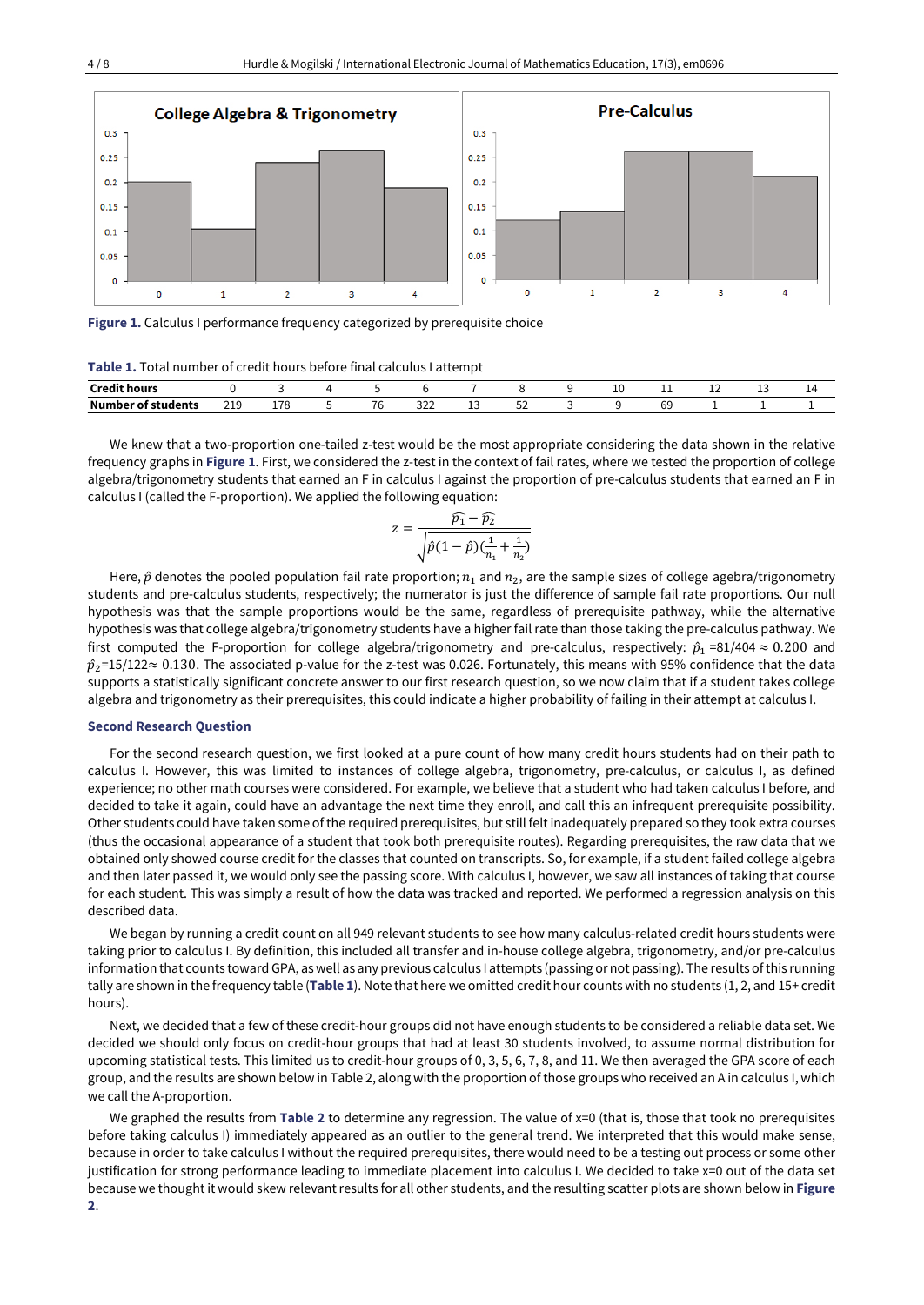**Figure 1.** Calculus I performance frequency categorized by prerequisite choice

**Table 1.** Total number of credit hours before final calculus I attempt

| Credit hours | 0 | 3 | 4 | 5 | 6 | 7 | 8 | 9 | 10 | 11 | 12 | 13 | 14 |
|---|---|---|---|---|---|---|---|---|---|---|---|---|---|
| Number of students | 219 | 178 | 5 | 76 | 322 | 13 | 52 | 3 | 9 | 69 | 1 | 1 | 1 |

We knew that a two-proportion one-tailed z-test would be the most appropriate considering the data shown in the relative frequency graphs in **Figure 1**. First, we considered the z-test in the context of fail rates, where we tested the proportion of college algebra/trigonometry students that earned an F in calculus I against the proportion of pre-calculus students that earned an F in calculus I (called the F-proportion). We applied the following equation:

$$z = \frac{\widehat{p_1} - \widehat{p_2}}{\sqrt{\hat{p}(1-\hat{p})(\frac{1}{n_1} + \frac{1}{n_2})}}$$

Here, $\hat{p}$ denotes the pooled population fail rate proportion; $n_1$ and $n_2$, are the sample sizes of college agebra/trigonometry students and pre-calculus students, respectively; the numerator is just the difference of sample fail rate proportions. Our null hypothesis was that the sample proportions would be the same, regardless of prerequisite pathway, while the alternative hypothesis was that college algebra/trigonometry students have a higher fail rate than those taking the pre-calculus pathway. We first computed the F-proportion for college algebra/trigonometry and pre-calculus, respectively: $\hat{p}_1$ =81/404 $\approx$ 0.200 and $\hat{p}_2$=15/122$\approx$ 0.130. The associated p-value for the z-test was 0.026. Fortunately, this means with 95% confidence that the data supports a statistically significant concrete answer to our first research question, so we now claim that if a student takes college algebra and trigonometry as their prerequisites, this could indicate a higher probability of failing in their attempt at calculus I.

### Second Research Question

For the second research question, we first looked at a pure count of how many credit hours students had on their path to calculus I. However, this was limited to instances of college algebra, trigonometry, pre-calculus, or calculus I, as defined experience; no other math courses were considered. For example, we believe that a student who had taken calculus I before, and decided to take it again, could have an advantage the next time they enroll, and call this an infrequent prerequisite possibility. Other students could have taken some of the required prerequisites, but still felt inadequately prepared so they took extra courses (thus the occasional appearance of a student that took both prerequisite routes). Regarding prerequisites, the raw data that we obtained only showed course credit for the classes that counted on transcripts. So, for example, if a student failed college algebra and then later passed it, we would only see the passing score. With calculus I, however, we saw all instances of taking that course for each student. This was simply a result of how the data was tracked and reported. We performed a regression analysis on this described data.

We began by running a credit count on all 949 relevant students to see how many calculus-related credit hours students were taking prior to calculus I. By definition, this included all transfer and in-house college algebra, trigonometry, and/or pre-calculus information that counts toward GPA, as well as any previous calculus I attempts (passing or not passing). The results of this running tally are shown in the frequency table (**Table 1**). Note that here we omitted credit hour counts with no students (1, 2, and 15+ credit hours).

Next, we decided that a few of these credit-hour groups did not have enough students to be considered a reliable data set. We decided we should only focus on credit-hour groups that had at least 30 students involved, to assume normal distribution for upcoming statistical tests. This limited us to credit-hour groups of 0, 3, 5, 6, 7, 8, and 11. We then averaged the GPA score of each group, and the results are shown below in Table 2, along with the proportion of those groups who received an A in calculus I, which we call the A-proportion.

We graphed the results from **Table 2** to determine any regression. The value of x=0 (that is, those that took no prerequisites before taking calculus I) immediately appeared as an outlier to the general trend. We interpreted that this would make sense, because in order to take calculus I without the required prerequisites, there would need to be a testing out process or some other justification for strong performance leading to immediate placement into calculus I. We decided to take x=0 out of the data set because we thought it would skew relevant results for all other students, and the resulting scatter plots are shown below in **Figure 2**.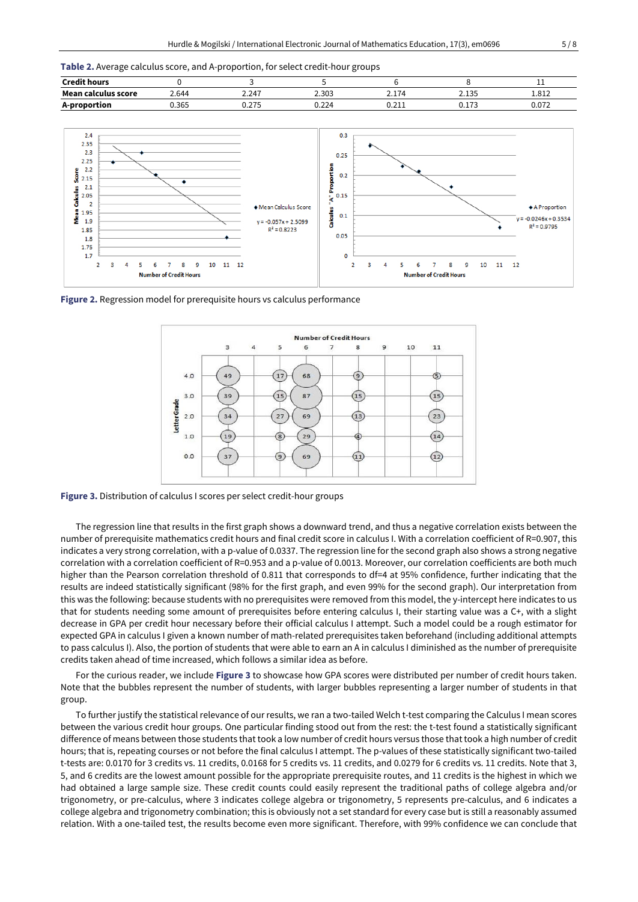**Table 2.** Average calculus score, and A-proportion, for select credit-hour groups

| Credit hours | 0 | 3 | 5 | 6 | 8 | 11 |
|---|---|---|---|---|---|---|
| Mean calculus score | 2.644 | 2.247 | 2.303 | 2.174 | 2.135 | 1.812 |
| A-proportion | 0.365 | 0.275 | 0.224 | 0.211 | 0.173 | 0.072 |

**Figure 2.** Regression model for prerequisite hours vs calculus performance

**Figure 3.** Distribution of calculus I scores per select credit-hour groups

The regression line that results in the first graph shows a downward trend, and thus a negative correlation exists between the number of prerequisite mathematics credit hours and final credit score in calculus I. With a correlation coefficient of R=0.907, this indicates a very strong correlation, with a p-value of 0.0337. The regression line for the second graph also shows a strong negative correlation with a correlation coefficient of R=0.953 and a p-value of 0.0013. Moreover, our correlation coefficients are both much higher than the Pearson correlation threshold of 0.811 that corresponds to df=4 at 95% confidence, further indicating that the results are indeed statistically significant (98% for the first graph, and even 99% for the second graph). Our interpretation from this was the following: because students with no prerequisites were removed from this model, the y-intercept here indicates to us that for students needing some amount of prerequisites before entering calculus I, their starting value was a C+, with a slight decrease in GPA per credit hour necessary before their official calculus I attempt. Such a model could be a rough estimator for expected GPA in calculus I given a known number of math-related prerequisites taken beforehand (including additional attempts to pass calculus I). Also, the portion of students that were able to earn an A in calculus I diminished as the number of prerequisite credits taken ahead of time increased, which follows a similar idea as before.

For the curious reader, we include **Figure 3** to showcase how GPA scores were distributed per number of credit hours taken. Note that the bubbles represent the number of students, with larger bubbles representing a larger number of students in that group.

To further justify the statistical relevance of our results, we ran a two-tailed Welch t-test comparing the Calculus I mean scores between the various credit hour groups. One particular finding stood out from the rest: the t-test found a statistically significant difference of means between those students that took a low number of credit hours versus those that took a high number of credit hours; that is, repeating courses or not before the final calculus I attempt. The p-values of these statistically significant two-tailed t-tests are: 0.0170 for 3 credits vs. 11 credits, 0.0168 for 5 credits vs. 11 credits, and 0.0279 for 6 credits vs. 11 credits. Note that 3, 5, and 6 credits are the lowest amount possible for the appropriate prerequisite routes, and 11 credits is the highest in which we had obtained a large sample size. These credit counts could easily represent the traditional paths of college algebra and/or trigonometry, or pre-calculus, where 3 indicates college algebra or trigonometry, 5 represents pre-calculus, and 6 indicates a college algebra and trigonometry combination; this is obviously not a set standard for every case but is still a reasonably assumed relation. With a one-tailed test, the results become even more significant. Therefore, with 99% confidence we can conclude that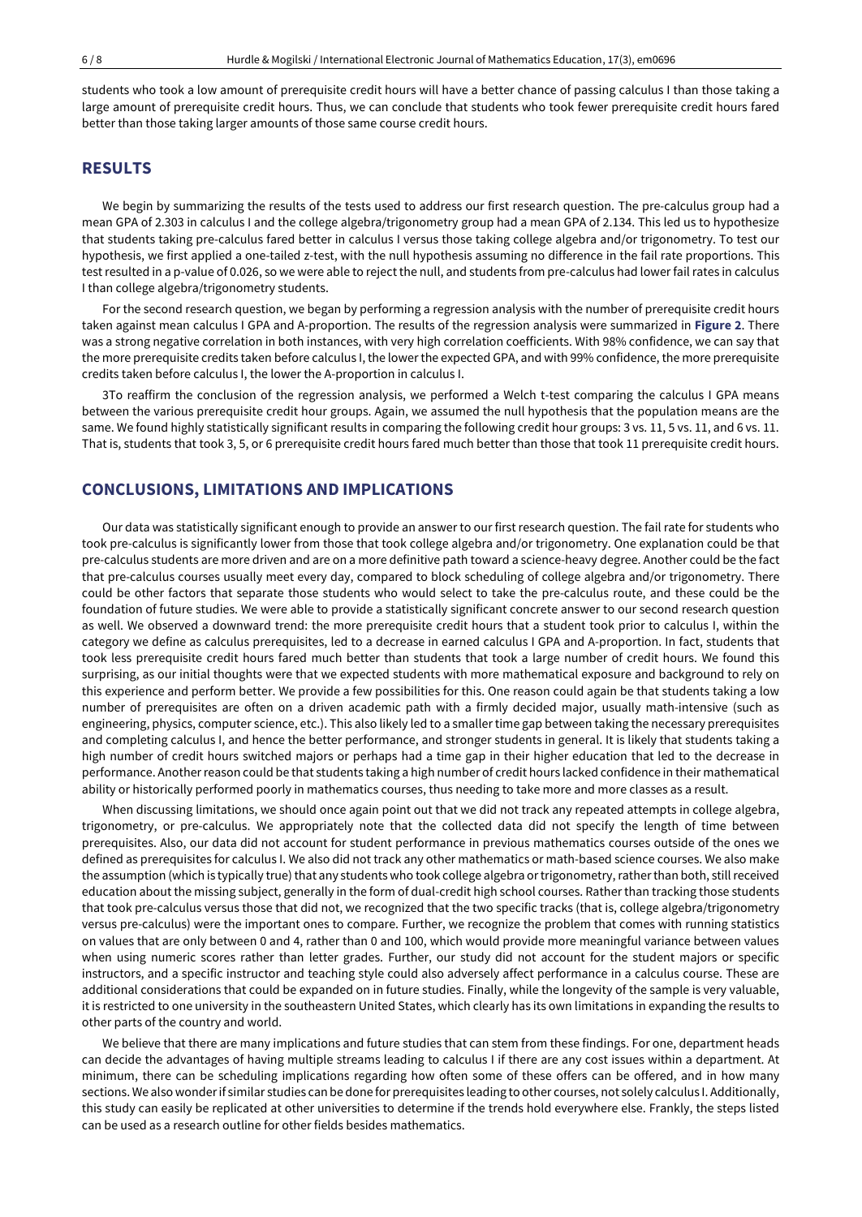students who took a low amount of prerequisite credit hours will have a better chance of passing calculus I than those taking a large amount of prerequisite credit hours. Thus, we can conclude that students who took fewer prerequisite credit hours fared better than those taking larger amounts of those same course credit hours.

## RESULTS

We begin by summarizing the results of the tests used to address our first research question. The pre-calculus group had a mean GPA of 2.303 in calculus I and the college algebra/trigonometry group had a mean GPA of 2.134. This led us to hypothesize that students taking pre-calculus fared better in calculus I versus those taking college algebra and/or trigonometry. To test our hypothesis, we first applied a one-tailed z-test, with the null hypothesis assuming no difference in the fail rate proportions. This test resulted in a p-value of 0.026, so we were able to reject the null, and students from pre-calculus had lower fail rates in calculus I than college algebra/trigonometry students.

For the second research question, we began by performing a regression analysis with the number of prerequisite credit hours taken against mean calculus I GPA and A-proportion. The results of the regression analysis were summarized in **Figure 2**. There was a strong negative correlation in both instances, with very high correlation coefficients. With 98% confidence, we can say that the more prerequisite credits taken before calculus I, the lower the expected GPA, and with 99% confidence, the more prerequisite credits taken before calculus I, the lower the A-proportion in calculus I.

3To reaffirm the conclusion of the regression analysis, we performed a Welch t-test comparing the calculus I GPA means between the various prerequisite credit hour groups. Again, we assumed the null hypothesis that the population means are the same. We found highly statistically significant results in comparing the following credit hour groups: 3 vs. 11, 5 vs. 11, and 6 vs. 11. That is, students that took 3, 5, or 6 prerequisite credit hours fared much better than those that took 11 prerequisite credit hours.

## CONCLUSIONS, LIMITATIONS AND IMPLICATIONS

Our data was statistically significant enough to provide an answer to our first research question. The fail rate for students who took pre-calculus is significantly lower from those that took college algebra and/or trigonometry. One explanation could be that pre-calculus students are more driven and are on a more definitive path toward a science-heavy degree. Another could be the fact that pre-calculus courses usually meet every day, compared to block scheduling of college algebra and/or trigonometry. There could be other factors that separate those students who would select to take the pre-calculus route, and these could be the foundation of future studies. We were able to provide a statistically significant concrete answer to our second research question as well. We observed a downward trend: the more prerequisite credit hours that a student took prior to calculus I, within the category we define as calculus prerequisites, led to a decrease in earned calculus I GPA and A-proportion. In fact, students that took less prerequisite credit hours fared much better than students that took a large number of credit hours. We found this surprising, as our initial thoughts were that we expected students with more mathematical exposure and background to rely on this experience and perform better. We provide a few possibilities for this. One reason could again be that students taking a low number of prerequisites are often on a driven academic path with a firmly decided major, usually math-intensive (such as engineering, physics, computer science, etc.). This also likely led to a smaller time gap between taking the necessary prerequisites and completing calculus I, and hence the better performance, and stronger students in general. It is likely that students taking a high number of credit hours switched majors or perhaps had a time gap in their higher education that led to the decrease in performance. Another reason could be that students taking a high number of credit hours lacked confidence in their mathematical ability or historically performed poorly in mathematics courses, thus needing to take more and more classes as a result.

When discussing limitations, we should once again point out that we did not track any repeated attempts in college algebra, trigonometry, or pre-calculus. We appropriately note that the collected data did not specify the length of time between prerequisites. Also, our data did not account for student performance in previous mathematics courses outside of the ones we defined as prerequisites for calculus I. We also did not track any other mathematics or math-based science courses. We also make the assumption (which is typically true) that any students who took college algebra or trigonometry, rather than both, still received education about the missing subject, generally in the form of dual-credit high school courses. Rather than tracking those students that took pre-calculus versus those that did not, we recognized that the two specific tracks (that is, college algebra/trigonometry versus pre-calculus) were the important ones to compare. Further, we recognize the problem that comes with running statistics on values that are only between 0 and 4, rather than 0 and 100, which would provide more meaningful variance between values when using numeric scores rather than letter grades. Further, our study did not account for the student majors or specific instructors, and a specific instructor and teaching style could also adversely affect performance in a calculus course. These are additional considerations that could be expanded on in future studies. Finally, while the longevity of the sample is very valuable, it is restricted to one university in the southeastern United States, which clearly has its own limitations in expanding the results to other parts of the country and world.

We believe that there are many implications and future studies that can stem from these findings. For one, department heads can decide the advantages of having multiple streams leading to calculus I if there are any cost issues within a department. At minimum, there can be scheduling implications regarding how often some of these offers can be offered, and in how many sections. We also wonder if similar studies can be done for prerequisites leading to other courses, not solely calculus I. Additionally, this study can easily be replicated at other universities to determine if the trends hold everywhere else. Frankly, the steps listed can be used as a research outline for other fields besides mathematics.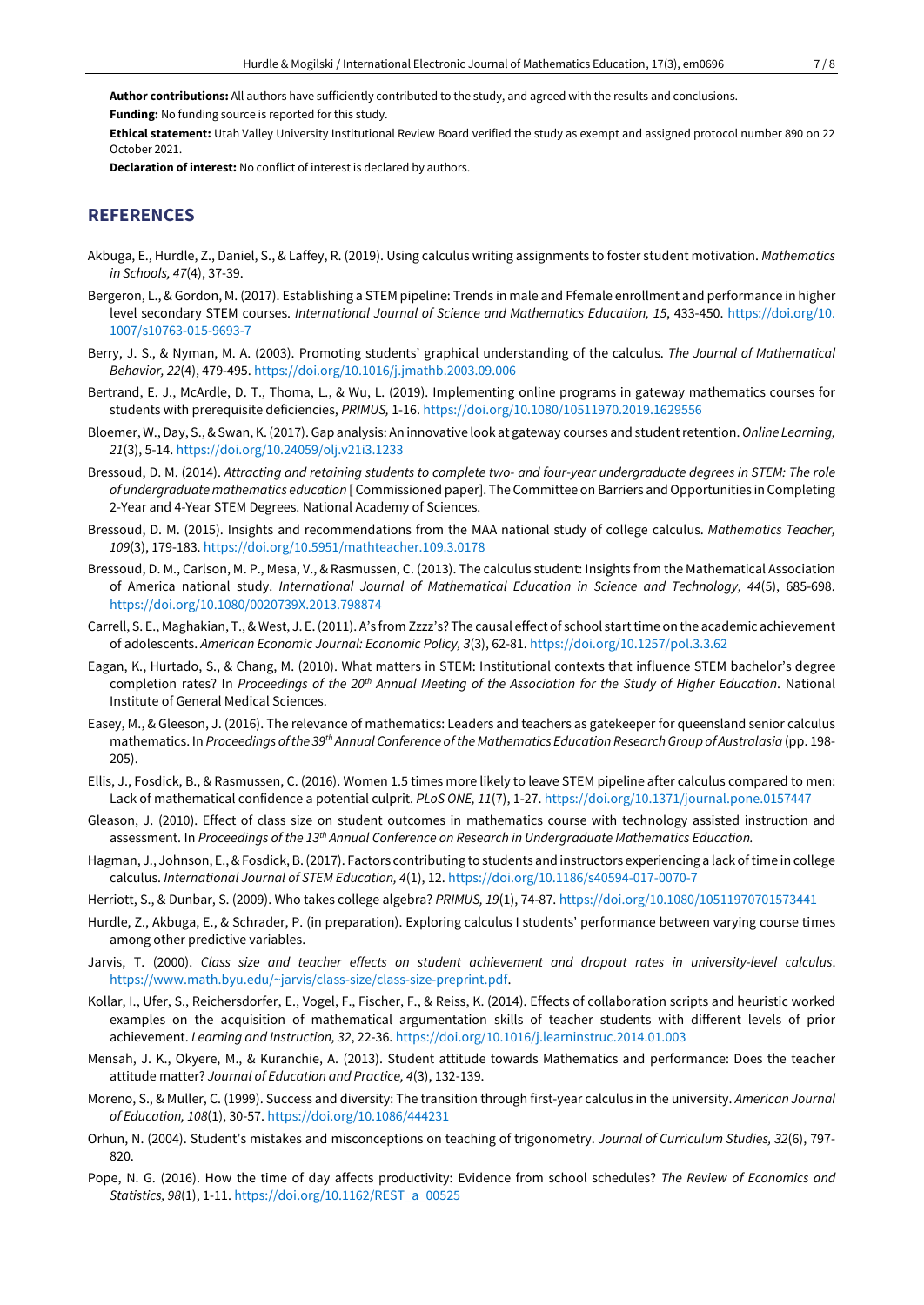**Author contributions:** All authors have sufficiently contributed to the study, and agreed with the results and conclusions.

**Funding:** No funding source is reported for this study.

**Ethical statement:** Utah Valley University Institutional Review Board verified the study as exempt and assigned protocol number 890 on 22 October 2021.

**Declaration of interest:** No conflict of interest is declared by authors.

## REFERENCES

Akbuga, E., Hurdle, Z., Daniel, S., & Laffey, R. (2019). Using calculus writing assignments to foster student motivation. *Mathematics in Schools, 47*(4), 37-39.

Bergeron, L., & Gordon, M. (2017). Establishing a STEM pipeline: Trends in male and Ffemale enrollment and performance in higher level secondary STEM courses. *International Journal of Science and Mathematics Education, 15*, 433-450. https://doi.org/10.1007/s10763-015-9693-7

Berry, J. S., & Nyman, M. A. (2003). Promoting students' graphical understanding of the calculus. *The Journal of Mathematical Behavior, 22*(4), 479-495. https://doi.org/10.1016/j.jmathb.2003.09.006

Bertrand, E. J., McArdle, D. T., Thoma, L., & Wu, L. (2019). Implementing online programs in gateway mathematics courses for students with prerequisite deficiencies, *PRIMUS,* 1-16. https://doi.org/10.1080/10511970.2019.1629556

Bloemer, W., Day, S., & Swan, K. (2017). Gap analysis: An innovative look at gateway courses and student retention. *Online Learning, 21*(3), 5-14. https://doi.org/10.24059/olj.v21i3.1233

Bressoud, D. M. (2014). *Attracting and retaining students to complete two- and four-year undergraduate degrees in STEM: The role of undergraduate mathematics education* [ Commissioned paper]. The Committee on Barriers and Opportunities in Completing 2-Year and 4-Year STEM Degrees. National Academy of Sciences.

Bressoud, D. M. (2015). Insights and recommendations from the MAA national study of college calculus. *Mathematics Teacher, 109*(3), 179-183. https://doi.org/10.5951/mathteacher.109.3.0178

Bressoud, D. M., Carlson, M. P., Mesa, V., & Rasmussen, C. (2013). The calculus student: Insights from the Mathematical Association of America national study. *International Journal of Mathematical Education in Science and Technology, 44*(5), 685-698. https://doi.org/10.1080/0020739X.2013.798874

Carrell, S. E., Maghakian, T., & West, J. E. (2011). A's from Zzzz's? The causal effect of school start time on the academic achievement of adolescents. *American Economic Journal: Economic Policy, 3*(3), 62-81. https://doi.org/10.1257/pol.3.3.62

Eagan, K., Hurtado, S., & Chang, M. (2010). What matters in STEM: Institutional contexts that influence STEM bachelor's degree completion rates? In *Proceedings of the 20th Annual Meeting of the Association for the Study of Higher Education*. National Institute of General Medical Sciences.

Easey, M., & Gleeson, J. (2016). The relevance of mathematics: Leaders and teachers as gatekeeper for queensland senior calculus mathematics. In *Proceedings of the 39th Annual Conference of the Mathematics Education Research Group of Australasia* (pp. 198-205).

Ellis, J., Fosdick, B., & Rasmussen, C. (2016). Women 1.5 times more likely to leave STEM pipeline after calculus compared to men: Lack of mathematical confidence a potential culprit. *PLoS ONE, 11*(7), 1-27. https://doi.org/10.1371/journal.pone.0157447

Gleason, J. (2010). Effect of class size on student outcomes in mathematics course with technology assisted instruction and assessment. In *Proceedings of the 13th Annual Conference on Research in Undergraduate Mathematics Education.*

Hagman, J., Johnson, E., & Fosdick, B. (2017). Factors contributing to students and instructors experiencing a lack of time in college calculus. *International Journal of STEM Education, 4*(1), 12. https://doi.org/10.1186/s40594-017-0070-7

Herriott, S., & Dunbar, S. (2009). Who takes college algebra? *PRIMUS, 19*(1), 74-87. https://doi.org/10.1080/10511970701573441

Hurdle, Z., Akbuga, E., & Schrader, P. (in preparation). Exploring calculus I students' performance between varying course times among other predictive variables.

Jarvis, T. (2000). *Class size and teacher effects on student achievement and dropout rates in university-level calculus*. https://www.math.byu.edu/~jarvis/class-size/class-size-preprint.pdf.

Kollar, I., Ufer, S., Reichersdorfer, E., Vogel, F., Fischer, F., & Reiss, K. (2014). Effects of collaboration scripts and heuristic worked examples on the acquisition of mathematical argumentation skills of teacher students with different levels of prior achievement. *Learning and Instruction, 32*, 22-36. https://doi.org/10.1016/j.learninstruc.2014.01.003

Mensah, J. K., Okyere, M., & Kuranchie, A. (2013). Student attitude towards Mathematics and performance: Does the teacher attitude matter? *Journal of Education and Practice, 4*(3), 132-139.

Moreno, S., & Muller, C. (1999). Success and diversity: The transition through first-year calculus in the university. *American Journal of Education, 108*(1), 30-57. https://doi.org/10.1086/444231

Orhun, N. (2004). Student's mistakes and misconceptions on teaching of trigonometry. *Journal of Curriculum Studies, 32*(6), 797-820.

Pope, N. G. (2016). How the time of day affects productivity: Evidence from school schedules? *The Review of Economics and Statistics, 98*(1), 1-11. https://doi.org/10.1162/REST_a_00525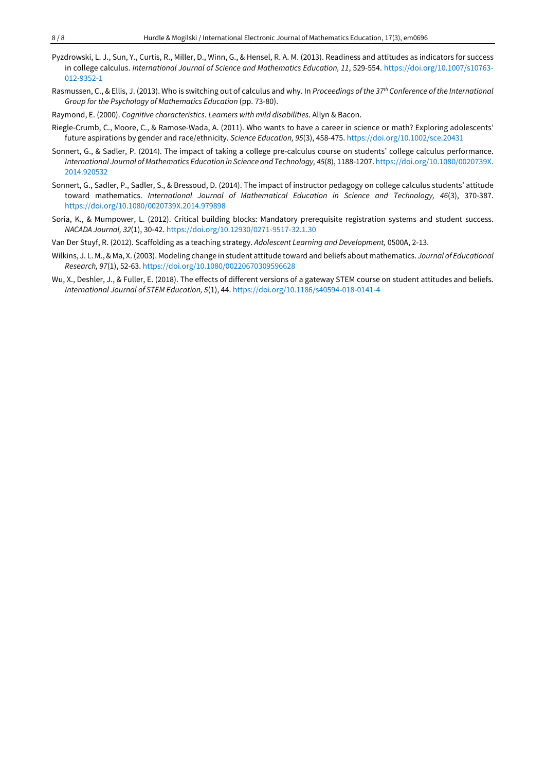Pyzdrowski, L. J., Sun, Y., Curtis, R., Miller, D., Winn, G., & Hensel, R. A. M. (2013). Readiness and attitudes as indicators for success in college calculus. *International Journal of Science and Mathematics Education, 11*, 529-554. https://doi.org/10.1007/s10763-012-9352-1

Rasmussen, C., & Ellis, J. (2013). Who is switching out of calculus and why. In *Proceedings of the 37th Conference of the International Group for the Psychology of Mathematics Education* (pp. 73-80).

Raymond, E. (2000). *Cognitive characteristics*. *Learners with mild disabilities*. Allyn & Bacon.

Riegle-Crumb, C., Moore, C., & Ramose-Wada, A. (2011). Who wants to have a career in science or math? Exploring adolescents' future aspirations by gender and race/ethnicity. *Science Education, 95*(3), 458-475. https://doi.org/10.1002/sce.20431

Sonnert, G., & Sadler, P. (2014). The impact of taking a college pre-calculus course on students' college calculus performance. *International Journal of Mathematics Education in Science and Technology, 45*(8), 1188-1207. https://doi.org/10.1080/0020739X.2014.920532

Sonnert, G., Sadler, P., Sadler, S., & Bressoud, D. (2014). The impact of instructor pedagogy on college calculus students' attitude toward mathematics. *International Journal of Mathematical Education in Science and Technology, 46*(3), 370-387. https://doi.org/10.1080/0020739X.2014.979898

Soria, K., & Mumpower, L. (2012). Critical building blocks: Mandatory prerequisite registration systems and student success. *NACADA Journal, 32*(1), 30-42. https://doi.org/10.12930/0271-9517-32.1.30

Van Der Stuyf, R. (2012). Scaffolding as a teaching strategy. *Adolescent Learning and Development,* 0500A, 2-13.

Wilkins, J. L. M., & Ma, X. (2003). Modeling change in student attitude toward and beliefs about mathematics. *Journal of Educational Research, 97*(1), 52-63. https://doi.org/10.1080/00220670309596628

Wu, X., Deshler, J., & Fuller, E. (2018). The effects of different versions of a gateway STEM course on student attitudes and beliefs. *International Journal of STEM Education, 5*(1), 44. https://doi.org/10.1186/s40594-018-0141-4